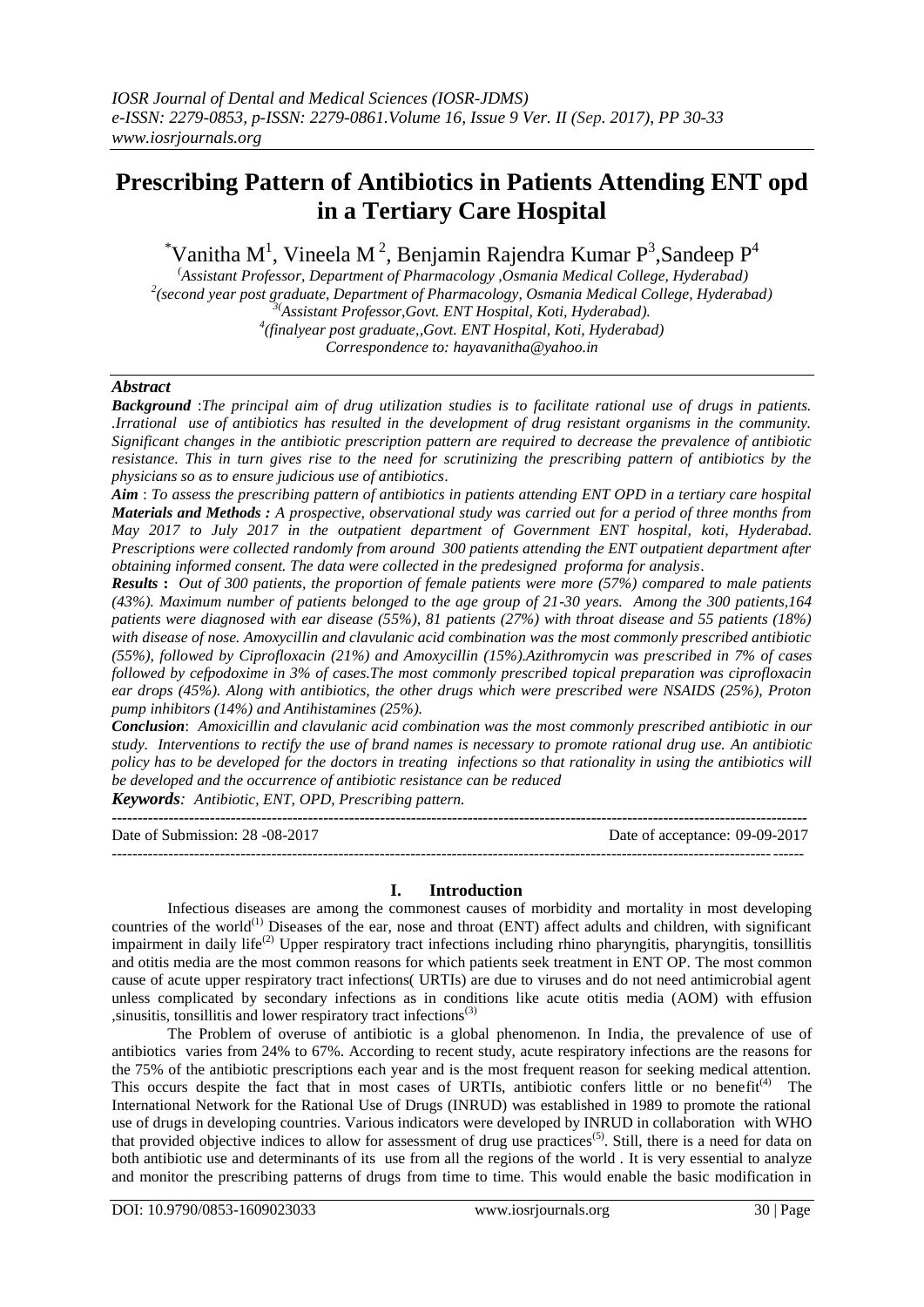# Prescribing Pattern of Antibiotics in Patients Attending ENT opd in a Tertiary Care Hospital

*Vanitha M[1], Vineela M[2], Benjamin Rajendra Kumar P[3], Sandeep P[4]

[1](Assistant Professor, Department of Pharmacology ,Osmania Medical College, Hyderabad)
[2](second year post graduate, Department of Pharmacology, Osmania Medical College, Hyderabad)
[3](Assistant Professor,Govt. ENT Hospital, Koti, Hyderabad).
[4](finalyear post graduate,,Govt. ENT Hospital, Koti, Hyderabad)
Correspondence to: hayavanitha@yahoo.in

## Abstract

***Background*** :*The principal aim of drug utilization studies is to facilitate rational use of drugs in patients. .Irrational use of antibiotics has resulted in the development of drug resistant organisms in the community. Significant changes in the antibiotic prescription pattern are required to decrease the prevalence of antibiotic resistance. This in turn gives rise to the need for scrutinizing the prescribing pattern of antibiotics by the physicians so as to ensure judicious use of antibiotics*.

***Aim*** : *To assess the prescribing pattern of antibiotics in patients attending ENT OPD in a tertiary care hospital*

***Materials and Methods :*** *A prospective, observational study was carried out for a period of three months from May 2017 to July 2017 in the outpatient department of Government ENT hospital, koti, Hyderabad. Prescriptions were collected randomly from around 300 patients attending the ENT outpatient department after obtaining informed consent. The data were collected in the predesigned proforma for analysis*.

***Results* :** *Out of 300 patients, the proportion of female patients were more (57%) compared to male patients (43%). Maximum number of patients belonged to the age group of 21-30 years. Among the 300 patients,164 patients were diagnosed with ear disease (55%), 81 patients (27%) with throat disease and 55 patients (18%) with disease of nose. Amoxycillin and clavulanic acid combination was the most commonly prescribed antibiotic (55%), followed by Ciprofloxacin (21%) and Amoxycillin (15%).Azithromycin was prescribed in 7% of cases followed by cefpodoxime in 3% of cases.The most commonly prescribed topical preparation was ciprofloxacin ear drops (45%). Along with antibiotics, the other drugs which were prescribed were NSAIDS (25%), Proton pump inhibitors (14%) and Antihistamines (25%).*

***Conclusion***: *Amoxicillin and clavulanic acid combination was the most commonly prescribed antibiotic in our study. Interventions to rectify the use of brand names is necessary to promote rational drug use. An antibiotic policy has to be developed for the doctors in treating infections so that rationality in using the antibiotics will be developed and the occurrence of antibiotic resistance can be reduced*

***Keywords***: *Antibiotic, ENT, OPD, Prescribing pattern.*

---

Date of Submission: 28 -08-2017 Date of acceptance: 09-09-2017

---

## I. Introduction

Infectious diseases are among the commonest causes of morbidity and mortality in most developing countries of the world[(1)] Diseases of the ear, nose and throat (ENT) affect adults and children, with significant impairment in daily life[(2)] Upper respiratory tract infections including rhino pharyngitis, pharyngitis, tonsillitis and otitis media are the most common reasons for which patients seek treatment in ENT OP. The most common cause of acute upper respiratory tract infections( URTIs) are due to viruses and do not need antimicrobial agent unless complicated by secondary infections as in conditions like acute otitis media (AOM) with effusion ,sinusitis, tonsillitis and lower respiratory tract infections[(3)]

The Problem of overuse of antibiotic is a global phenomenon. In India, the prevalence of use of antibiotics varies from 24% to 67%. According to recent study, acute respiratory infections are the reasons for the 75% of the antibiotic prescriptions each year and is the most frequent reason for seeking medical attention. This occurs despite the fact that in most cases of URTIs, antibiotic confers little or no benefit[(4)] The International Network for the Rational Use of Drugs (INRUD) was established in 1989 to promote the rational use of drugs in developing countries. Various indicators were developed by INRUD in collaboration with WHO that provided objective indices to allow for assessment of drug use practices[(5)]. Still, there is a need for data on both antibiotic use and determinants of its use from all the regions of the world . It is very essential to analyze and monitor the prescribing patterns of drugs from time to time. This would enable the basic modification in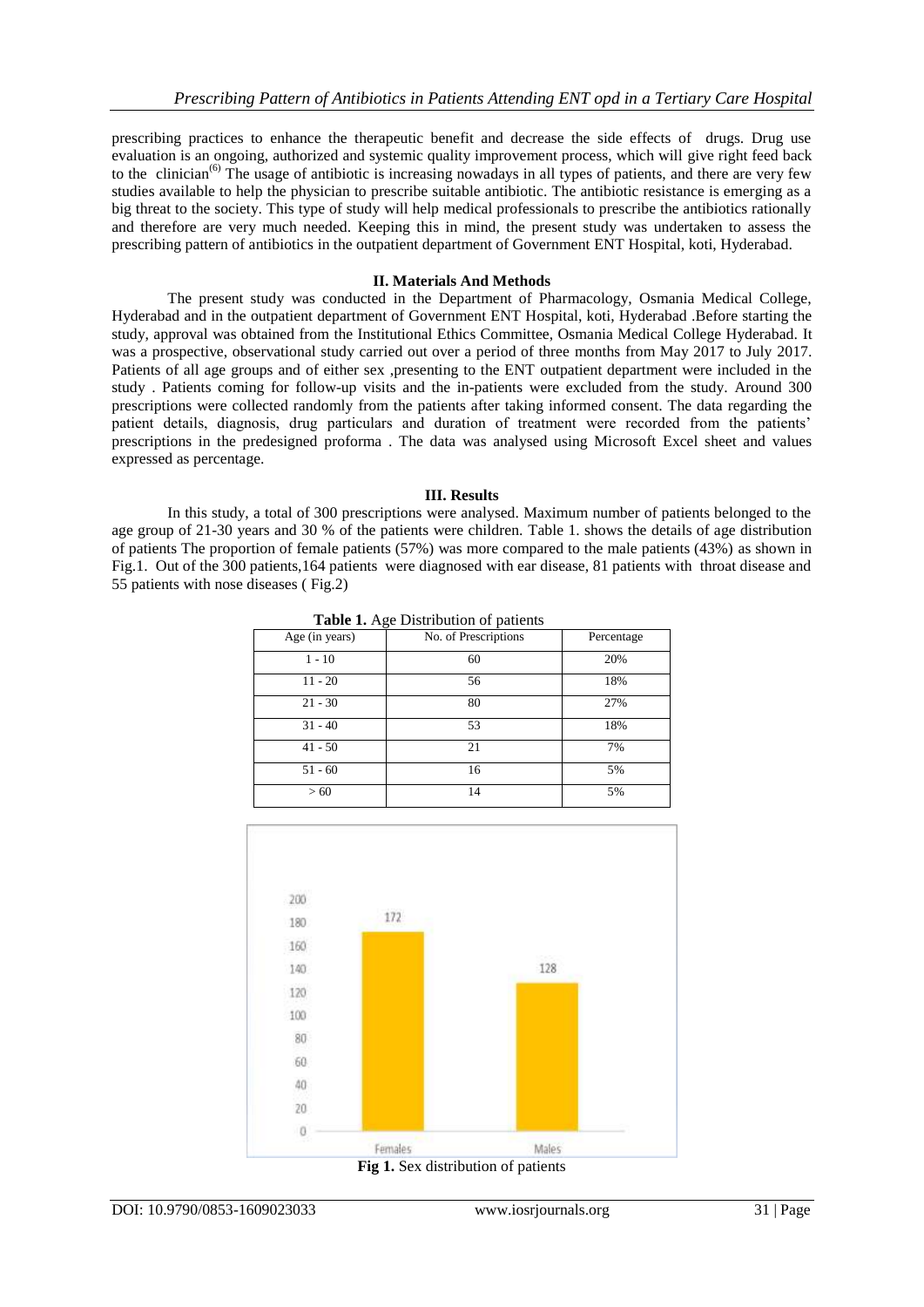prescribing practices to enhance the therapeutic benefit and decrease the side effects of drugs. Drug use evaluation is an ongoing, authorized and systemic quality improvement process, which will give right feed back to the clinician[6] The usage of antibiotic is increasing nowadays in all types of patients, and there are very few studies available to help the physician to prescribe suitable antibiotic. The antibiotic resistance is emerging as a big threat to the society. This type of study will help medical professionals to prescribe the antibiotics rationally and therefore are very much needed. Keeping this in mind, the present study was undertaken to assess the prescribing pattern of antibiotics in the outpatient department of Government ENT Hospital, koti, Hyderabad.

## II. Materials And Methods

The present study was conducted in the Department of Pharmacology, Osmania Medical College, Hyderabad and in the outpatient department of Government ENT Hospital, koti, Hyderabad .Before starting the study, approval was obtained from the Institutional Ethics Committee, Osmania Medical College Hyderabad. It was a prospective, observational study carried out over a period of three months from May 2017 to July 2017. Patients of all age groups and of either sex ,presenting to the ENT outpatient department were included in the study . Patients coming for follow-up visits and the in-patients were excluded from the study. Around 300 prescriptions were collected randomly from the patients after taking informed consent. The data regarding the patient details, diagnosis, drug particulars and duration of treatment were recorded from the patients' prescriptions in the predesigned proforma . The data was analysed using Microsoft Excel sheet and values expressed as percentage.

## III. Results

In this study, a total of 300 prescriptions were analysed. Maximum number of patients belonged to the age group of 21-30 years and 30 % of the patients were children. Table 1. shows the details of age distribution of patients The proportion of female patients (57%) was more compared to the male patients (43%) as shown in Fig.1. Out of the 300 patients,164 patients were diagnosed with ear disease, 81 patients with throat disease and 55 patients with nose diseases ( Fig.2)

**Table 1.** Age Distribution of patients

| Age (in years) | No. of Prescriptions | Percentage |
|---|---|---|
| 1 - 10 | 60 | 20% |
| 11 - 20 | 56 | 18% |
| 21 - 30 | 80 | 27% |
| 31 - 40 | 53 | 18% |
| 41 - 50 | 21 | 7% |
| 51 - 60 | 16 | 5% |
| > 60 | 14 | 5% |

| Sex | No. of patients |
|---|---|
| Females | 172 |
| Males | 128 |

**Fig 1.** Sex distribution of patients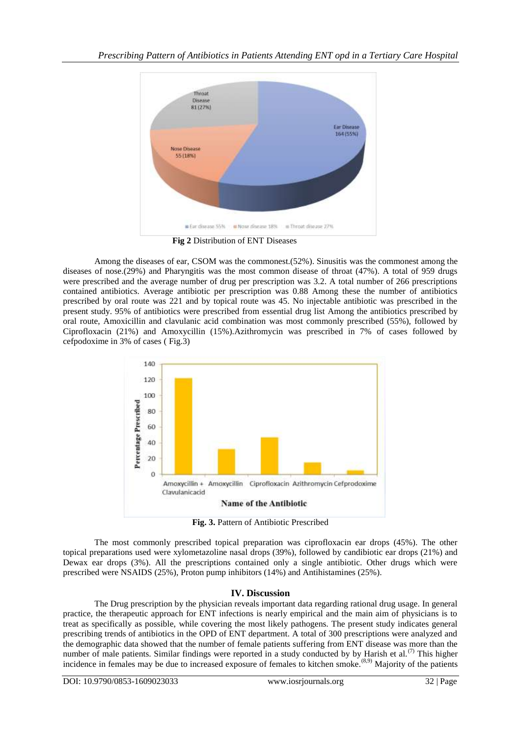Fig 2 Distribution of ENT Diseases

Among the diseases of ear, CSOM was the commonest.(52%). Sinusitis was the commonest among the diseases of nose.(29%) and Pharyngitis was the most common disease of throat (47%). A total of 959 drugs were prescribed and the average number of drug per prescription was 3.2. A total number of 266 prescriptions contained antibiotics. Average antibiotic per prescription was 0.88 Among these the number of antibiotics prescribed by oral route was 221 and by topical route was 45. No injectable antibiotic was prescribed in the present study. 95% of antibiotics were prescribed from essential drug list Among the antibiotics prescribed by oral route, Amoxicillin and clavulanic acid combination was most commonly prescribed (55%), followed by Ciprofloxacin (21%) and Amoxycillin (15%).Azithromycin was prescribed in 7% of cases followed by cefpodoxime in 3% of cases ( Fig.3)

**Fig. 3.** Pattern of Antibiotic Prescribed

The most commonly prescribed topical preparation was ciprofloxacin ear drops (45%). The other topical preparations used were xylometazoline nasal drops (39%), followed by candibiotic ear drops (21%) and Dewax ear drops (3%). All the prescriptions contained only a single antibiotic. Other drugs which were prescribed were NSAIDS (25%), Proton pump inhibitors (14%) and Antihistamines (25%).

## IV. Discussion

The Drug prescription by the physician reveals important data regarding rational drug usage. In general practice, the therapeutic approach for ENT infections is nearly empirical and the main aim of physicians is to treat as specifically as possible, while covering the most likely pathogens. The present study indicates general prescribing trends of antibiotics in the OPD of ENT department. A total of 300 prescriptions were analyzed and the demographic data showed that the number of female patients suffering from ENT disease was more than the number of male patients. Similar findings were reported in a study conducted by by Harish et al.[7] This higher incidence in females may be due to increased exposure of females to kitchen smoke.[8,9] Majority of the patients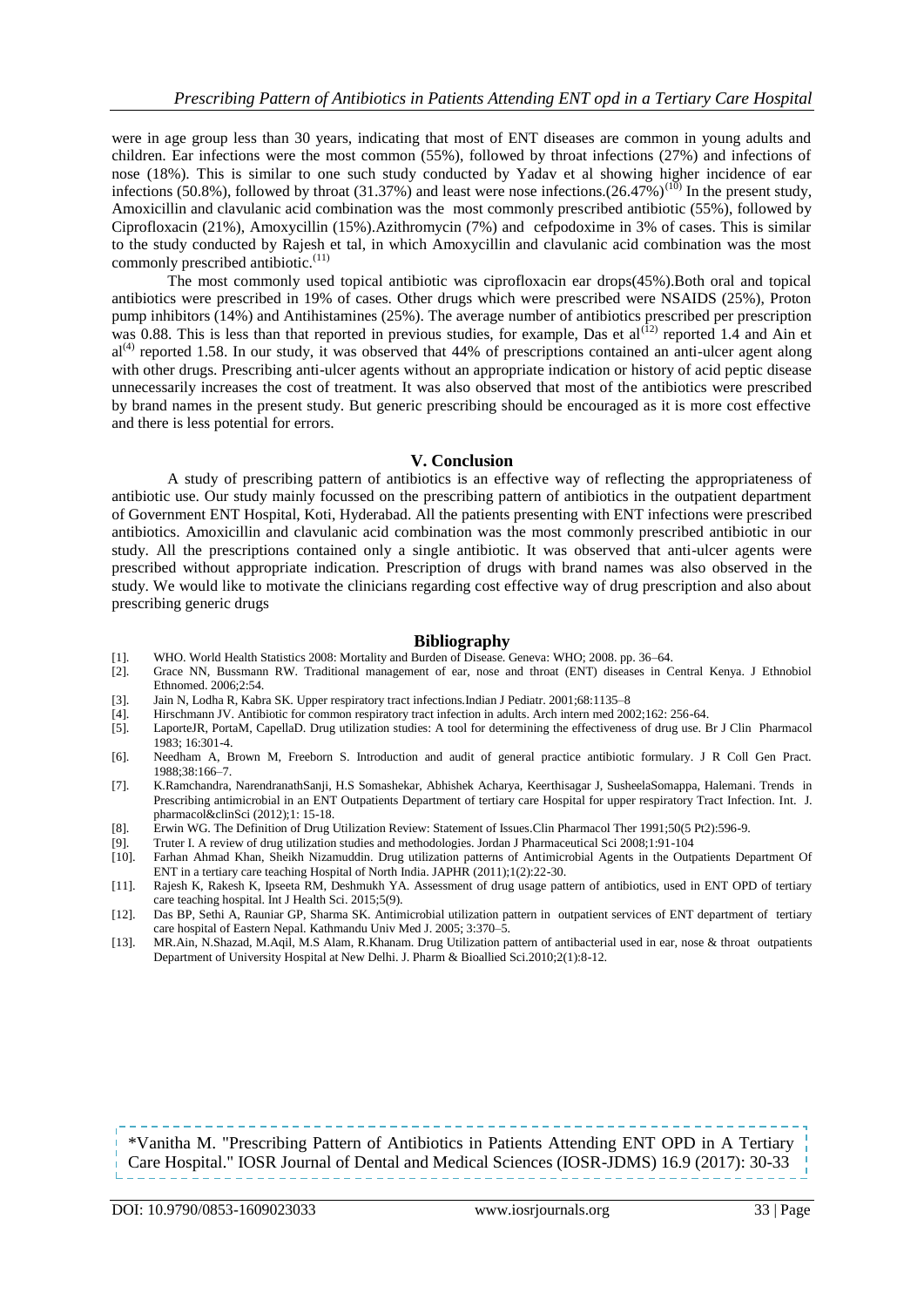were in age group less than 30 years, indicating that most of ENT diseases are common in young adults and children. Ear infections were the most common (55%), followed by throat infections (27%) and infections of nose (18%). This is similar to one such study conducted by Yadav et al showing higher incidence of ear infections (50.8%), followed by throat (31.37%) and least were nose infections.(26.47%)[10] In the present study, Amoxicillin and clavulanic acid combination was the most commonly prescribed antibiotic (55%), followed by Ciprofloxacin (21%), Amoxycillin (15%).Azithromycin (7%) and cefpodoxime in 3% of cases. This is similar to the study conducted by Rajesh et tal, in which Amoxycillin and clavulanic acid combination was the most commonly prescribed antibiotic.[11]

The most commonly used topical antibiotic was ciprofloxacin ear drops(45%).Both oral and topical antibiotics were prescribed in 19% of cases. Other drugs which were prescribed were NSAIDS (25%), Proton pump inhibitors (14%) and Antihistamines (25%). The average number of antibiotics prescribed per prescription was 0.88. This is less than that reported in previous studies, for example, Das et al[12] reported 1.4 and Ain et al[4] reported 1.58. In our study, it was observed that 44% of prescriptions contained an anti-ulcer agent along with other drugs. Prescribing anti-ulcer agents without an appropriate indication or history of acid peptic disease unnecessarily increases the cost of treatment. It was also observed that most of the antibiotics were prescribed by brand names in the present study. But generic prescribing should be encouraged as it is more cost effective and there is less potential for errors.

## V. Conclusion

A study of prescribing pattern of antibiotics is an effective way of reflecting the appropriateness of antibiotic use. Our study mainly focussed on the prescribing pattern of antibiotics in the outpatient department of Government ENT Hospital, Koti, Hyderabad. All the patients presenting with ENT infections were prescribed antibiotics. Amoxicillin and clavulanic acid combination was the most commonly prescribed antibiotic in our study. All the prescriptions contained only a single antibiotic. It was observed that anti-ulcer agents were prescribed without appropriate indication. Prescription of drugs with brand names was also observed in the study. We would like to motivate the clinicians regarding cost effective way of drug prescription and also about prescribing generic drugs

## Bibliography

[1]. WHO. World Health Statistics 2008: Mortality and Burden of Disease. Geneva: WHO; 2008. pp. 36–64.

[2]. Grace NN, Bussmann RW. Traditional management of ear, nose and throat (ENT) diseases in Central Kenya. J Ethnobiol Ethnomed. 2006;2:54.

[3]. Jain N, Lodha R, Kabra SK. Upper respiratory tract infections.Indian J Pediatr. 2001;68:1135–8

[4]. Hirschmann JV. Antibiotic for common respiratory tract infection in adults. Arch intern med 2002;162: 256-64.

[5]. LaporteJR, PortaM, CapellaD. Drug utilization studies: A tool for determining the effectiveness of drug use. Br J Clin Pharmacol 1983; 16:301-4.

[6]. Needham A, Brown M, Freeborn S. Introduction and audit of general practice antibiotic formulary. J R Coll Gen Pract. 1988;38:166–7.

[7]. K.Ramchandra, NarendranathSanji, H.S Somashekar, Abhishek Acharya, Keerthisagar J, SusheelaSomappa, Halemani. Trends in Prescribing antimicrobial in an ENT Outpatients Department of tertiary care Hospital for upper respiratory Tract Infection. Int. J. pharmacol&clinSci (2012);1: 15-18.

[8]. Erwin WG. The Definition of Drug Utilization Review: Statement of Issues.Clin Pharmacol Ther 1991;50(5 Pt2):596-9.

[9]. Truter I. A review of drug utilization studies and methodologies. Jordan J Pharmaceutical Sci 2008;1:91-104

[10]. Farhan Ahmad Khan, Sheikh Nizamuddin. Drug utilization patterns of Antimicrobial Agents in the Outpatients Department Of ENT in a tertiary care teaching Hospital of North India. JAPHR (2011);1(2):22-30.

[11]. Rajesh K, Rakesh K, Ipseeta RM, Deshmukh YA. Assessment of drug usage pattern of antibiotics, used in ENT OPD of tertiary care teaching hospital. Int J Health Sci. 2015;5(9).

[12]. Das BP, Sethi A, Rauniar GP, Sharma SK. Antimicrobial utilization pattern in outpatient services of ENT department of tertiary care hospital of Eastern Nepal. Kathmandu Univ Med J. 2005; 3:370–5.

[13]. MR.Ain, N.Shazad, M.Aqil, M.S Alam, R.Khanam. Drug Utilization pattern of antibacterial used in ear, nose & throat outpatients Department of University Hospital at New Delhi. J. Pharm & Bioallied Sci.2010;2(1):8-12.

*Vanitha M. "Prescribing Pattern of Antibiotics in Patients Attending ENT OPD in A Tertiary Care Hospital." IOSR Journal of Dental and Medical Sciences (IOSR-JDMS) 16.9 (2017): 30-33